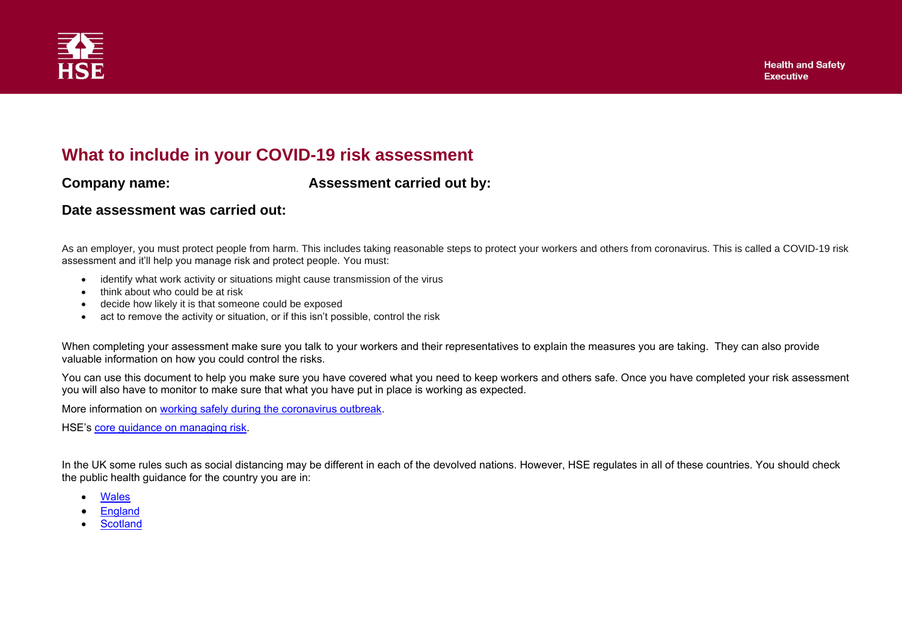Health and Safety Executive

# What to include in your COVID-19 risk assessment

**Company name:** **Assessment carried out by:**

**Date assessment was carried out:**

As an employer, you must protect people from harm. This includes taking reasonable steps to protect your workers and others from coronavirus. This is called a COVID-19 risk assessment and it'll help you manage risk and protect people. You must:

- identify what work activity or situations might cause transmission of the virus
- think about who could be at risk
- decide how likely it is that someone could be exposed
- act to remove the activity or situation, or if this isn't possible, control the risk

When completing your assessment make sure you talk to your workers and their representatives to explain the measures you are taking. They can also provide valuable information on how you could control the risks.

You can use this document to help you make sure you have covered what you need to keep workers and others safe. Once you have completed your risk assessment you will also have to monitor to make sure that what you have put in place is working as expected.

More information on working safely during the coronavirus outbreak.

HSE's core guidance on managing risk.

In the UK some rules such as social distancing may be different in each of the devolved nations. However, HSE regulates in all of these countries. You should check the public health guidance for the country you are in:

- Wales
- England
- Scotland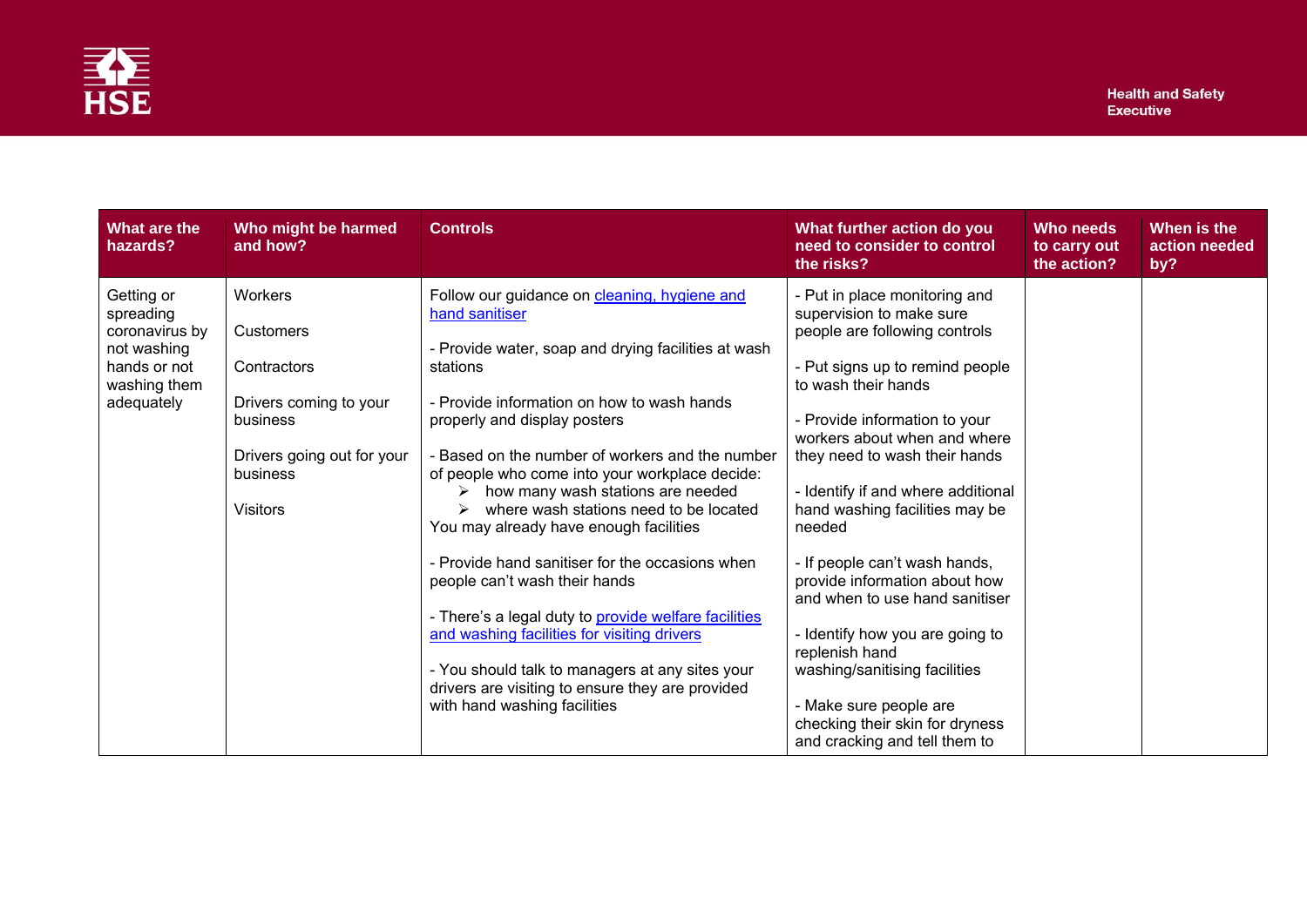| What are the hazards? | Who might be harmed and how? | Controls | What further action do you need to consider to control the risks? | Who needs to carry out the action? | When is the action needed by? |
| --- | --- | --- | --- | --- | --- |
| Getting or spreading coronavirus by not washing hands or not washing them adequately | Workers<br><br>Customers<br><br>Contractors<br><br>Drivers coming to your business<br><br>Drivers going out for your business<br><br>Visitors | Follow our guidance on [cleaning, hygiene and hand sanitiser]<br><br>- Provide water, soap and drying facilities at wash stations<br><br>- Provide information on how to wash hands properly and display posters<br><br>- Based on the number of workers and the number of people who come into your workplace decide:<br>➢ how many wash stations are needed<br>➢ where wash stations need to be located<br>You may already have enough facilities<br><br>- Provide hand sanitiser for the occasions when people can't wash their hands<br><br>- There's a legal duty to [provide welfare facilities and washing facilities for visiting drivers]<br><br>- You should talk to managers at any sites your drivers are visiting to ensure they are provided with hand washing facilities | - Put in place monitoring and supervision to make sure people are following controls<br><br>- Put signs up to remind people to wash their hands<br><br>- Provide information to your workers about when and where they need to wash their hands<br><br>- Identify if and where additional hand washing facilities may be needed<br><br>- If people can't wash hands, provide information about how and when to use hand sanitiser<br><br>- Identify how you are going to replenish hand washing/sanitising facilities<br><br>- Make sure people are checking their skin for dryness and cracking and tell them to | | |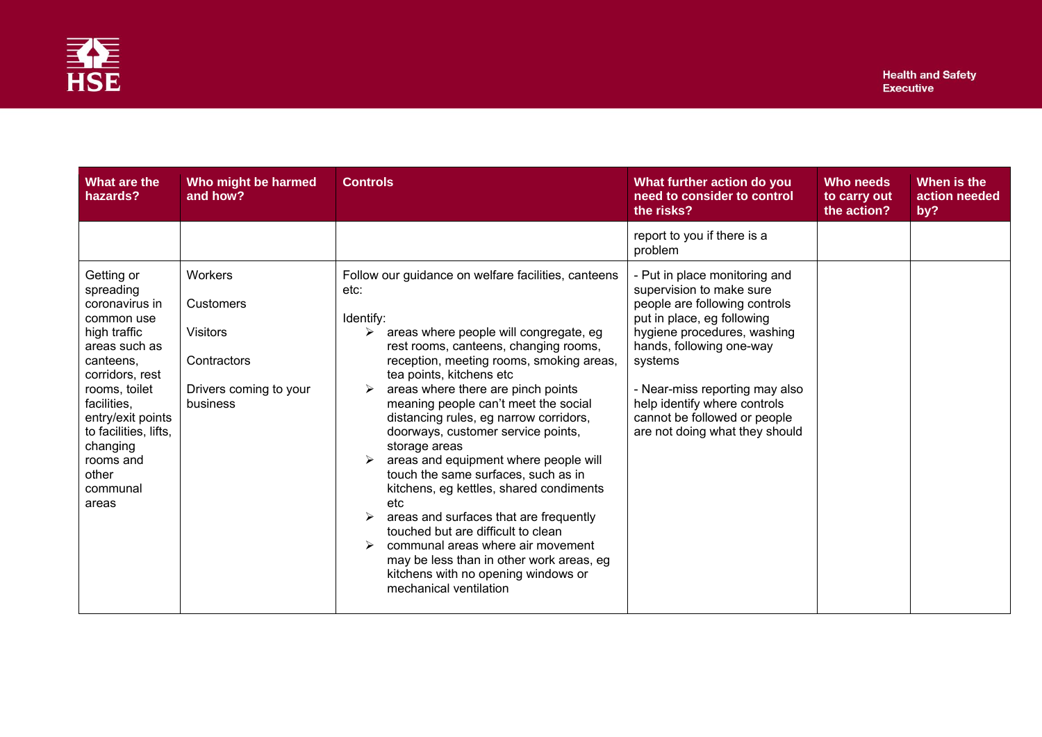| What are the hazards? | Who might be harmed and how? | Controls | What further action do you need to consider to control the risks? | Who needs to carry out the action? | When is the action needed by? |
|---|---|---|---|---|---|
| | | | report to you if there is a problem | | |
| Getting or spreading coronavirus in common use high traffic areas such as canteens, corridors, rest rooms, toilet facilities, entry/exit points to facilities, lifts, changing rooms and other communal areas | Workers<br><br>Customers<br><br>Visitors<br><br>Contractors<br><br>Drivers coming to your business | Follow our guidance on welfare facilities, canteens etc:<br><br>Identify:<br>➢ areas where people will congregate, eg rest rooms, canteens, changing rooms, reception, meeting rooms, smoking areas, tea points, kitchens etc<br>➢ areas where there are pinch points meaning people can't meet the social distancing rules, eg narrow corridors, doorways, customer service points, storage areas<br>➢ areas and equipment where people will touch the same surfaces, such as in kitchens, eg kettles, shared condiments etc<br>➢ areas and surfaces that are frequently touched but are difficult to clean<br>➢ communal areas where air movement may be less than in other work areas, eg kitchens with no opening windows or mechanical ventilation | - Put in place monitoring and supervision to make sure people are following controls put in place, eg following hygiene procedures, washing hands, following one-way systems<br><br>- Near-miss reporting may also help identify where controls cannot be followed or people are not doing what they should | | |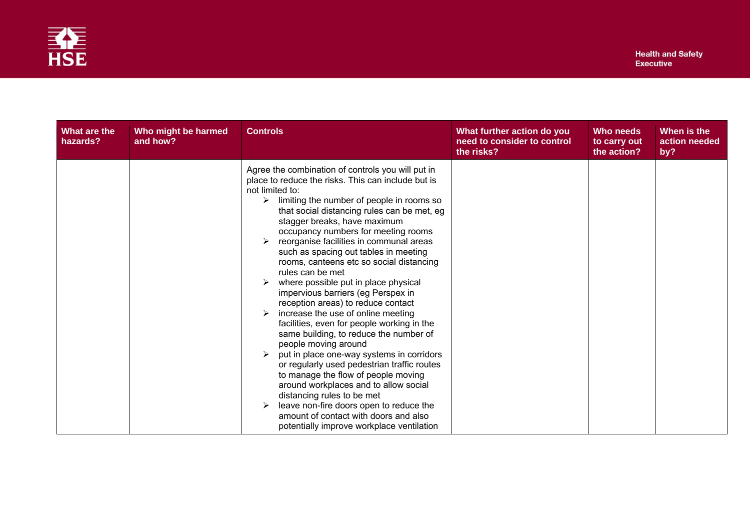| What are the hazards? | Who might be harmed and how? | Controls | What further action do you need to consider to control the risks? | Who needs to carry out the action? | When is the action needed by? |
|---|---|---|---|---|---|
| | | Agree the combination of controls you will put in place to reduce the risks. This can include but is not limited to:<br>➢ limiting the number of people in rooms so that social distancing rules can be met, eg stagger breaks, have maximum occupancy numbers for meeting rooms<br>➢ reorganise facilities in communal areas such as spacing out tables in meeting rooms, canteens etc so social distancing rules can be met<br>➢ where possible put in place physical impervious barriers (eg Perspex in reception areas) to reduce contact<br>➢ increase the use of online meeting facilities, even for people working in the same building, to reduce the number of people moving around<br>➢ put in place one-way systems in corridors or regularly used pedestrian traffic routes to manage the flow of people moving around workplaces and to allow social distancing rules to be met<br>➢ leave non-fire doors open to reduce the amount of contact with doors and also potentially improve workplace ventilation | | | |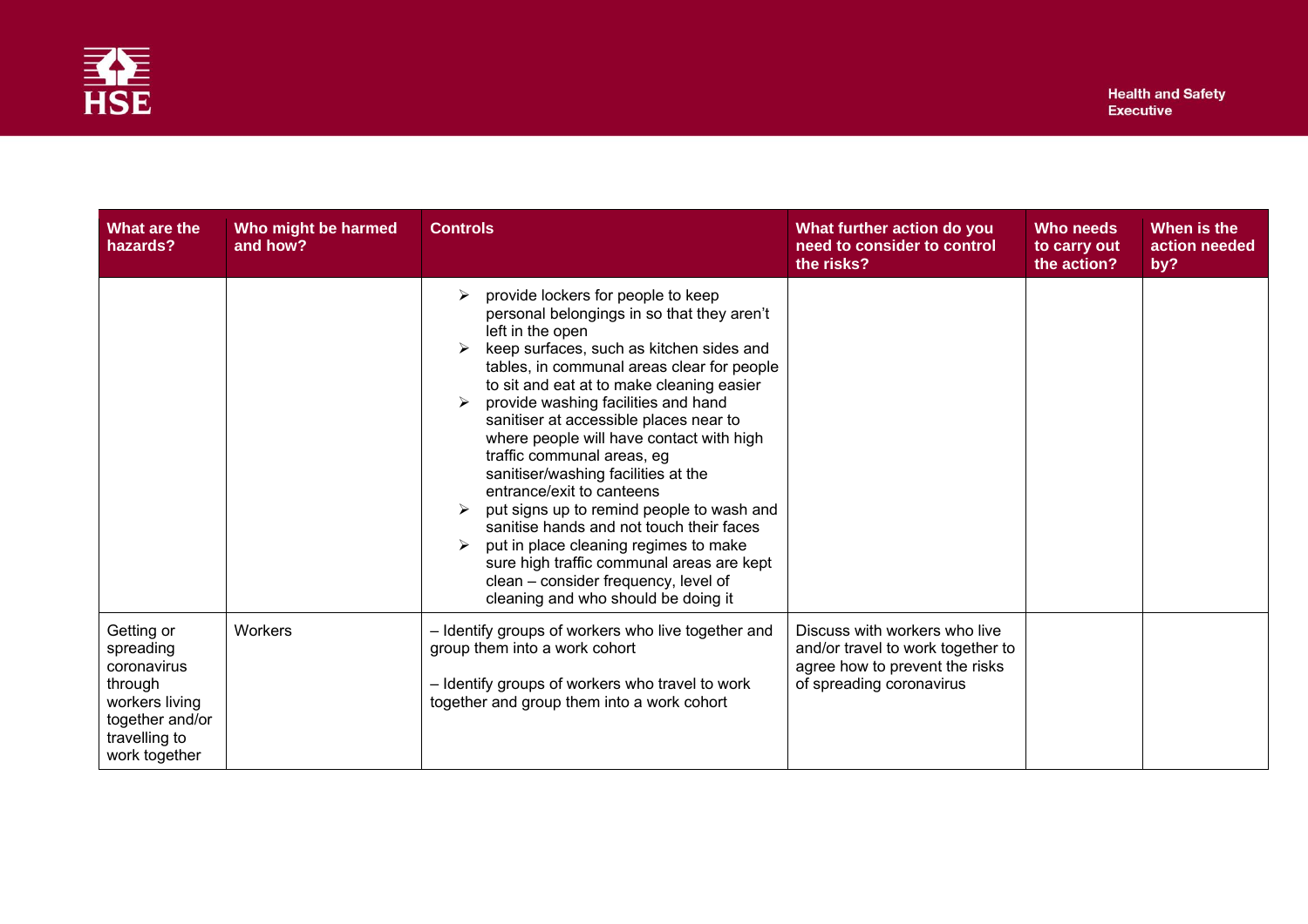| What are the hazards? | Who might be harmed and how? | Controls | What further action do you need to consider to control the risks? | Who needs to carry out the action? | When is the action needed by? |
|---|---|---|---|---|---|
| | | ➢ provide lockers for people to keep personal belongings in so that they aren't left in the open<br>➢ keep surfaces, such as kitchen sides and tables, in communal areas clear for people to sit and eat at to make cleaning easier<br>➢ provide washing facilities and hand sanitiser at accessible places near to where people will have contact with high traffic communal areas, eg sanitiser/washing facilities at the entrance/exit to canteens<br>➢ put signs up to remind people to wash and sanitise hands and not touch their faces<br>➢ put in place cleaning regimes to make sure high traffic communal areas are kept clean – consider frequency, level of cleaning and who should be doing it | | | |
| Getting or spreading coronavirus through workers living together and/or travelling to work together | Workers | – Identify groups of workers who live together and group them into a work cohort<br><br>– Identify groups of workers who travel to work together and group them into a work cohort | Discuss with workers who live and/or travel to work together to agree how to prevent the risks of spreading coronavirus | | |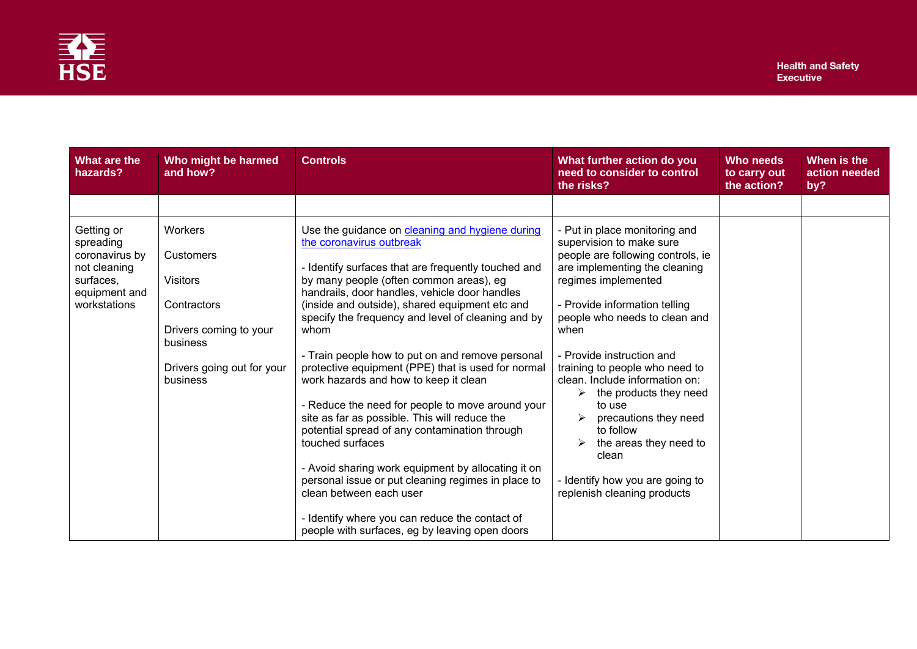| What are the hazards? | Who might be harmed and how? | Controls | What further action do you need to consider to control the risks? | Who needs to carry out the action? | When is the action needed by? |
|---|---|---|---|---|---|
| | | | | | |
| Getting or spreading coronavirus by not cleaning surfaces, equipment and workstations | Workers<br><br>Customers<br><br>Visitors<br><br>Contractors<br><br>Drivers coming to your business<br><br>Drivers going out for your business | Use the guidance on [cleaning and hygiene during the coronavirus outbreak]()<br><br>- Identify surfaces that are frequently touched and by many people (often common areas), eg handrails, door handles, vehicle door handles (inside and outside), shared equipment etc and specify the frequency and level of cleaning and by whom<br><br>- Train people how to put on and remove personal protective equipment (PPE) that is used for normal work hazards and how to keep it clean<br><br>- Reduce the need for people to move around your site as far as possible. This will reduce the potential spread of any contamination through touched surfaces<br><br>- Avoid sharing work equipment by allocating it on personal issue or put cleaning regimes in place to clean between each user<br><br>- Identify where you can reduce the contact of people with surfaces, eg by leaving open doors | - Put in place monitoring and supervision to make sure people are following controls, ie are implementing the cleaning regimes implemented<br><br>- Provide information telling people who needs to clean and when<br><br>- Provide instruction and training to people who need to clean. Include information on:<br>➢ the products they need to use<br>➢ precautions they need to follow<br>➢ the areas they need to clean<br><br>- Identify how you are going to replenish cleaning products | | |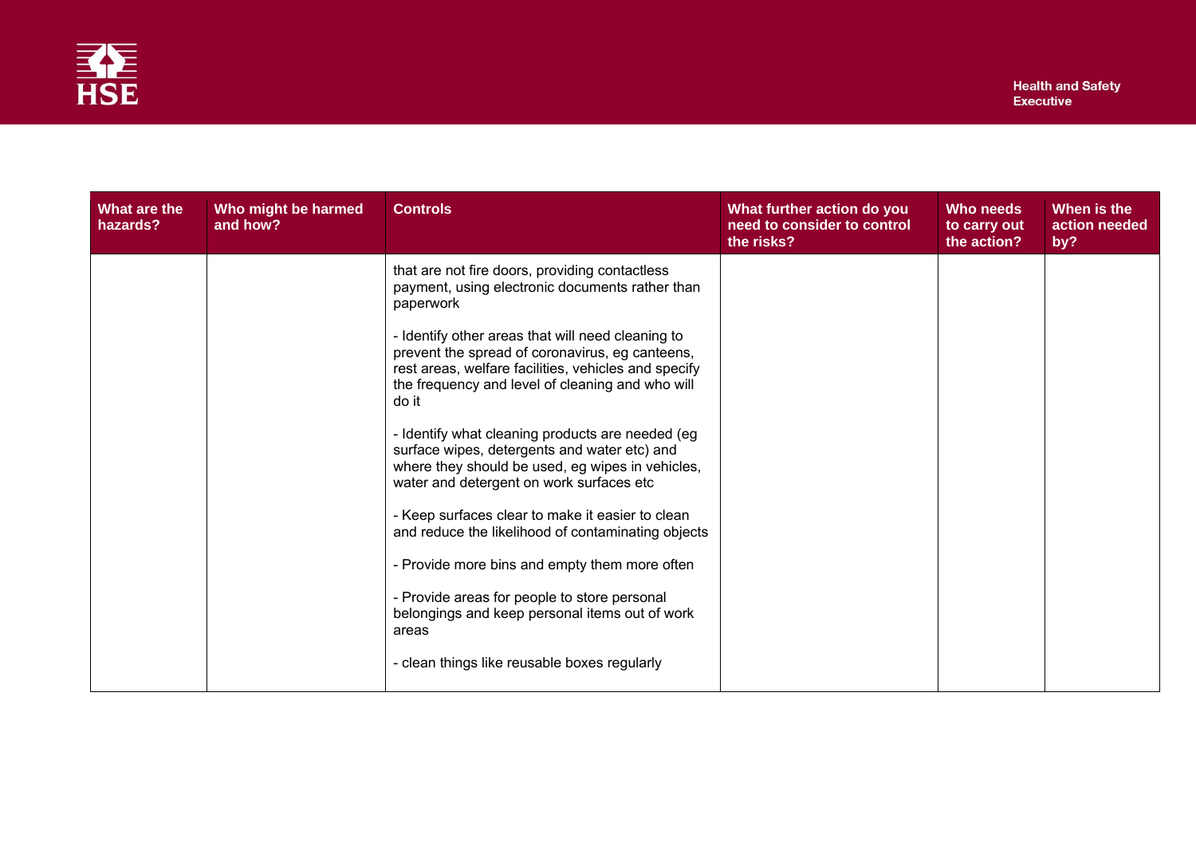| What are the hazards? | Who might be harmed and how? | Controls | What further action do you need to consider to control the risks? | Who needs to carry out the action? | When is the action needed by? |
|---|---|---|---|---|---|
| | | that are not fire doors, providing contactless payment, using electronic documents rather than paperwork<br><br>- Identify other areas that will need cleaning to prevent the spread of coronavirus, eg canteens, rest areas, welfare facilities, vehicles and specify the frequency and level of cleaning and who will do it<br><br>- Identify what cleaning products are needed (eg surface wipes, detergents and water etc) and where they should be used, eg wipes in vehicles, water and detergent on work surfaces etc<br><br>- Keep surfaces clear to make it easier to clean and reduce the likelihood of contaminating objects<br><br>- Provide more bins and empty them more often<br><br>- Provide areas for people to store personal belongings and keep personal items out of work areas<br><br>- clean things like reusable boxes regularly | | | |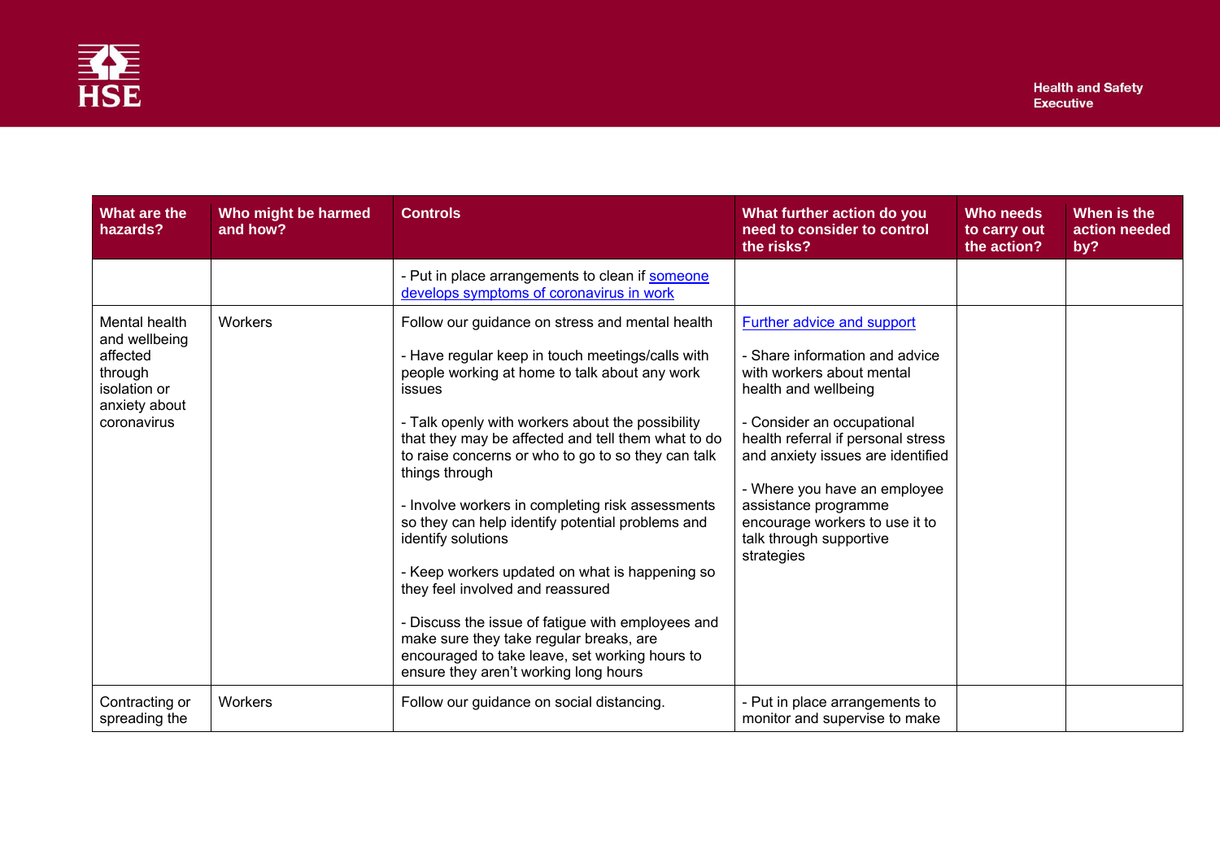| What are the hazards? | Who might be harmed and how? | Controls | What further action do you need to consider to control the risks? | Who needs to carry out the action? | When is the action needed by? |
|---|---|---|---|---|---|
| | | - Put in place arrangements to clean if [someone develops symptoms of coronavirus in work]() | | | |
| Mental health and wellbeing affected through isolation or anxiety about coronavirus | Workers | Follow our guidance on stress and mental health<br><br>- Have regular keep in touch meetings/calls with people working at home to talk about any work issues<br><br>- Talk openly with workers about the possibility that they may be affected and tell them what to do to raise concerns or who to go to so they can talk things through<br><br>- Involve workers in completing risk assessments so they can help identify potential problems and identify solutions<br><br>- Keep workers updated on what is happening so they feel involved and reassured<br><br>- Discuss the issue of fatigue with employees and make sure they take regular breaks, are encouraged to take leave, set working hours to ensure they aren't working long hours | [Further advice and support]()<br><br>- Share information and advice with workers about mental health and wellbeing<br><br>- Consider an occupational health referral if personal stress and anxiety issues are identified<br><br>- Where you have an employee assistance programme encourage workers to use it to talk through supportive strategies | | |
| Contracting or spreading the | Workers | Follow our guidance on social distancing. | - Put in place arrangements to monitor and supervise to make | | |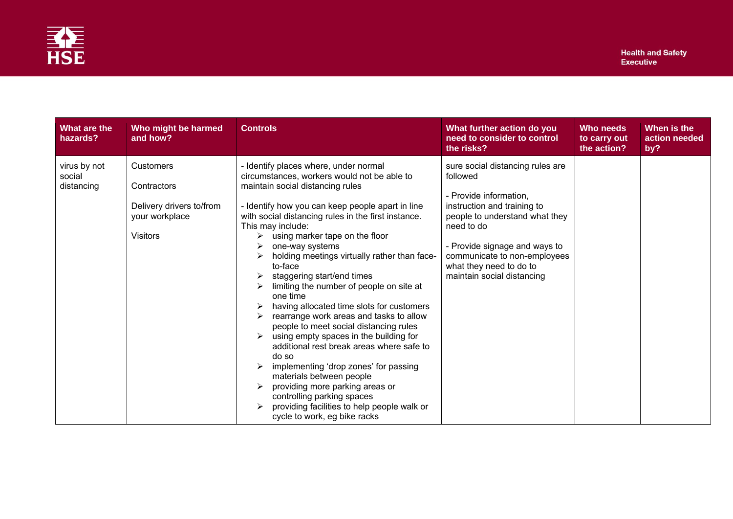| What are the hazards? | Who might be harmed and how? | Controls | What further action do you need to consider to control the risks? | Who needs to carry out the action? | When is the action needed by? |
| --- | --- | --- | --- | --- | --- |
| virus by not social distancing | Customers<br><br>Contractors<br><br>Delivery drivers to/from your workplace<br><br>Visitors | - Identify places where, under normal circumstances, workers would not be able to maintain social distancing rules<br><br>- Identify how you can keep people apart in line with social distancing rules in the first instance. This may include:<br>➢ using marker tape on the floor<br>➢ one-way systems<br>➢ holding meetings virtually rather than face-to-face<br>➢ staggering start/end times<br>➢ limiting the number of people on site at one time<br>➢ having allocated time slots for customers<br>➢ rearrange work areas and tasks to allow people to meet social distancing rules<br>➢ using empty spaces in the building for additional rest break areas where safe to do so<br>➢ implementing 'drop zones' for passing materials between people<br>➢ providing more parking areas or controlling parking spaces<br>➢ providing facilities to help people walk or cycle to work, eg bike racks | sure social distancing rules are followed<br><br>- Provide information, instruction and training to people to understand what they need to do<br><br>- Provide signage and ways to communicate to non-employees what they need to do to maintain social distancing | | |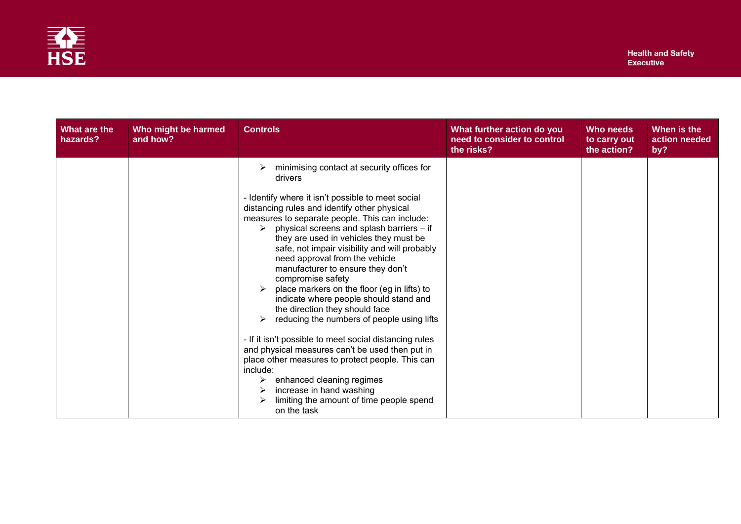| What are the hazards? | Who might be harmed and how? | Controls | What further action do you need to consider to control the risks? | Who needs to carry out the action? | When is the action needed by? |
|---|---|---|---|---|---|
| | | ➢ minimising contact at security offices for drivers<br><br>- Identify where it isn't possible to meet social distancing rules and identify other physical measures to separate people. This can include:<br>➢ physical screens and splash barriers – if they are used in vehicles they must be safe, not impair visibility and will probably need approval from the vehicle manufacturer to ensure they don't compromise safety<br>➢ place markers on the floor (eg in lifts) to indicate where people should stand and the direction they should face<br>➢ reducing the numbers of people using lifts<br><br>- If it isn't possible to meet social distancing rules and physical measures can't be used then put in place other measures to protect people. This can include:<br>➢ enhanced cleaning regimes<br>➢ increase in hand washing<br>➢ limiting the amount of time people spend on the task | | | |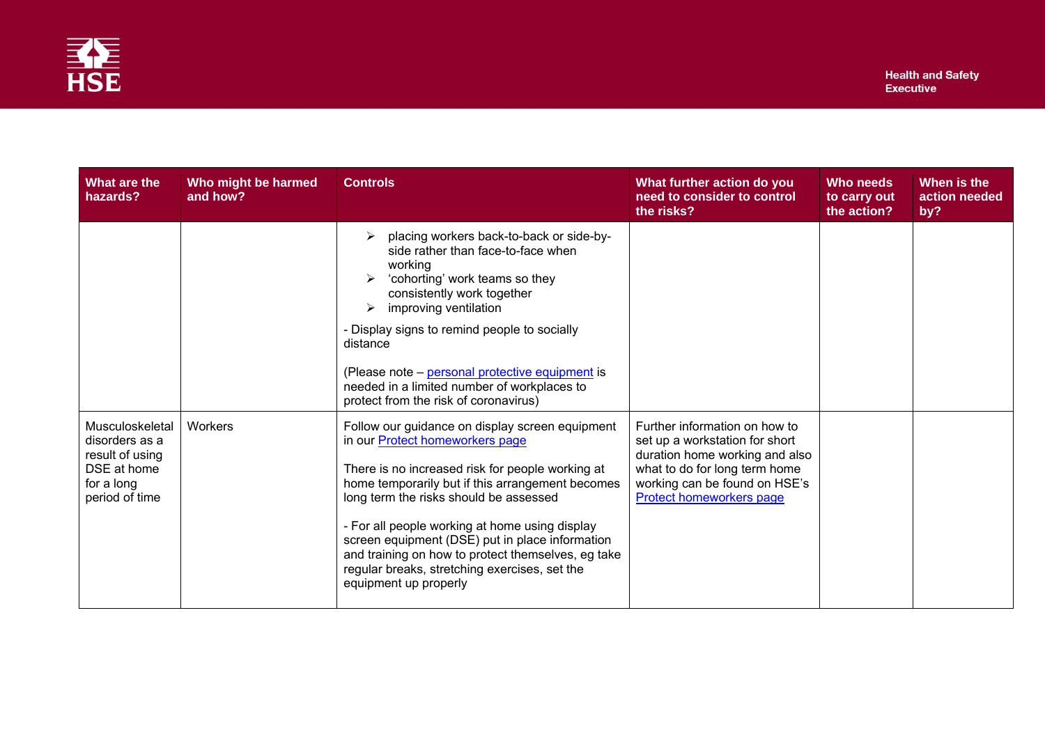| What are the hazards? | Who might be harmed and how? | Controls | What further action do you need to consider to control the risks? | Who needs to carry out the action? | When is the action needed by? |
|---|---|---|---|---|---|
| | | ➢ placing workers back-to-back or side-by-side rather than face-to-face when working<br>➢ 'cohorting' work teams so they consistently work together<br>➢ improving ventilation<br><br>- Display signs to remind people to socially distance<br><br>(Please note – personal protective equipment is needed in a limited number of workplaces to protect from the risk of coronavirus) | | | |
| Musculoskeletal disorders as a result of using DSE at home for a long period of time | Workers | Follow our guidance on display screen equipment in our Protect homeworkers page<br><br>There is no increased risk for people working at home temporarily but if this arrangement becomes long term the risks should be assessed<br><br>- For all people working at home using display screen equipment (DSE) put in place information and training on how to protect themselves, eg take regular breaks, stretching exercises, set the equipment up properly | Further information on how to set up a workstation for short duration home working and also what to do for long term home working can be found on HSE's Protect homeworkers page | | |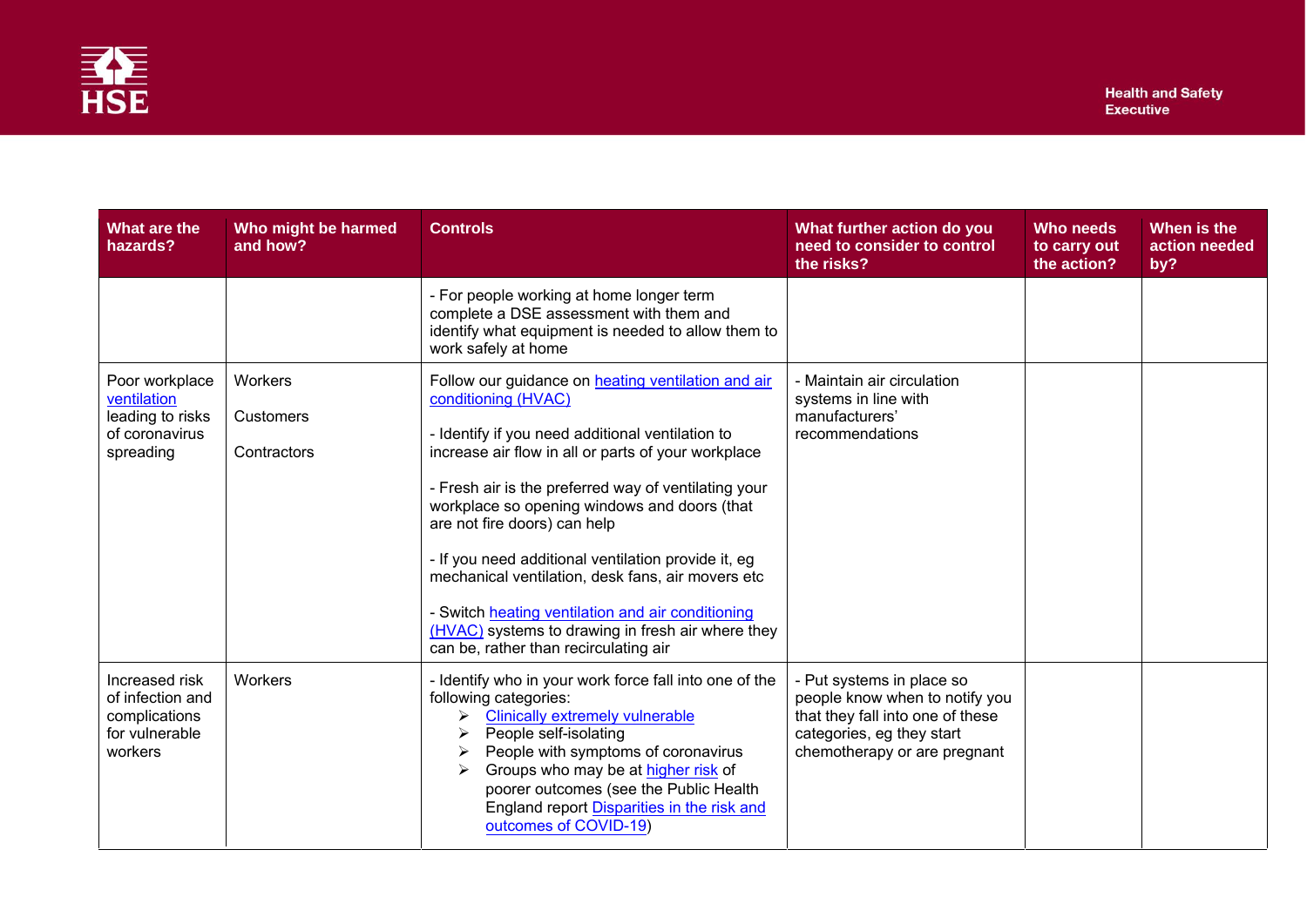| What are the hazards? | Who might be harmed and how? | Controls | What further action do you need to consider to control the risks? | Who needs to carry out the action? | When is the action needed by? |
|---|---|---|---|---|---|
| | | - For people working at home longer term complete a DSE assessment with them and identify what equipment is needed to allow them to work safely at home | | | |
| Poor workplace ventilation leading to risks of coronavirus spreading | Workers<br><br>Customers<br><br>Contractors | Follow our guidance on heating ventilation and air conditioning (HVAC)<br><br>- Identify if you need additional ventilation to increase air flow in all or parts of your workplace<br><br>- Fresh air is the preferred way of ventilating your workplace so opening windows and doors (that are not fire doors) can help<br><br>- If you need additional ventilation provide it, eg mechanical ventilation, desk fans, air movers etc<br><br>- Switch heating ventilation and air conditioning (HVAC) systems to drawing in fresh air where they can be, rather than recirculating air | - Maintain air circulation systems in line with manufacturers' recommendations | | |
| Increased risk of infection and complications for vulnerable workers | Workers | - Identify who in your work force fall into one of the following categories:<br>➢ Clinically extremely vulnerable<br>➢ People self-isolating<br>➢ People with symptoms of coronavirus<br>➢ Groups who may be at higher risk of poorer outcomes (see the Public Health England report Disparities in the risk and outcomes of COVID-19) | - Put systems in place so people know when to notify you that they fall into one of these categories, eg they start chemotherapy or are pregnant | | |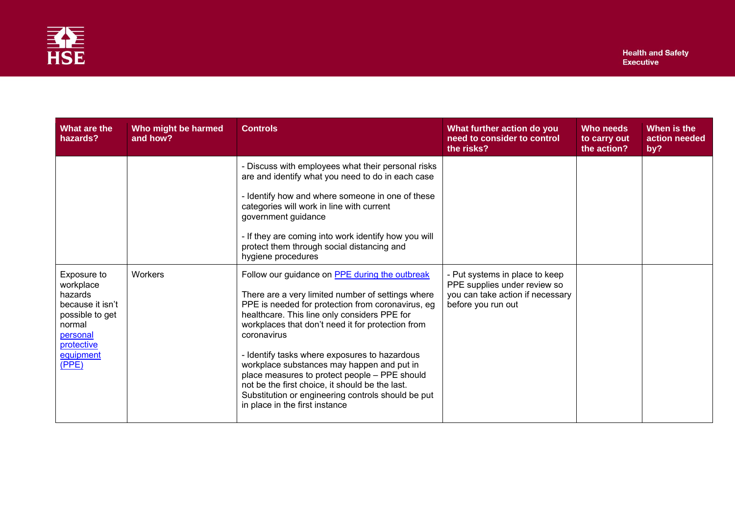| What are the hazards? | Who might be harmed and how? | Controls | What further action do you need to consider to control the risks? | Who needs to carry out the action? | When is the action needed by? |
|---|---|---|---|---|---|
| | | - Discuss with employees what their personal risks are and identify what you need to do in each case<br><br>- Identify how and where someone in one of these categories will work in line with current government guidance<br><br>- If they are coming into work identify how you will protect them through social distancing and hygiene procedures | | | |
| Exposure to workplace hazards because it isn't possible to get normal personal protective equipment (PPE) | Workers | Follow our guidance on PPE during the outbreak<br><br>There are a very limited number of settings where PPE is needed for protection from coronavirus, eg healthcare. This line only considers PPE for workplaces that don't need it for protection from coronavirus<br><br>- Identify tasks where exposures to hazardous workplace substances may happen and put in place measures to protect people – PPE should not be the first choice, it should be the last. Substitution or engineering controls should be put in place in the first instance | - Put systems in place to keep PPE supplies under review so you can take action if necessary before you run out | | |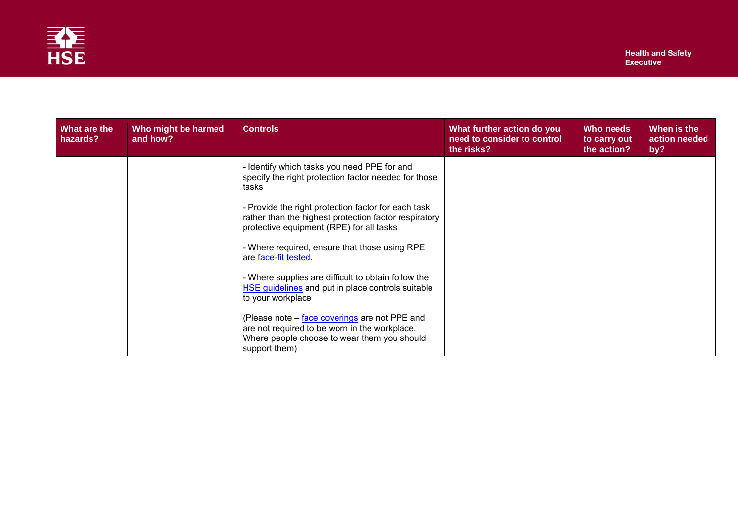| What are the hazards? | Who might be harmed and how? | Controls | What further action do you need to consider to control the risks? | Who needs to carry out the action? | When is the action needed by? |
|---|---|---|---|---|---|
| | | - Identify which tasks you need PPE for and specify the right protection factor needed for those tasks<br><br>- Provide the right protection factor for each task rather than the highest protection factor respiratory protective equipment (RPE) for all tasks<br><br>- Where required, ensure that those using RPE are face-fit tested.<br><br>- Where supplies are difficult to obtain follow the HSE guidelines and put in place controls suitable to your workplace<br><br>(Please note – face coverings are not PPE and are not required to be worn in the workplace. Where people choose to wear them you should support them) | | | |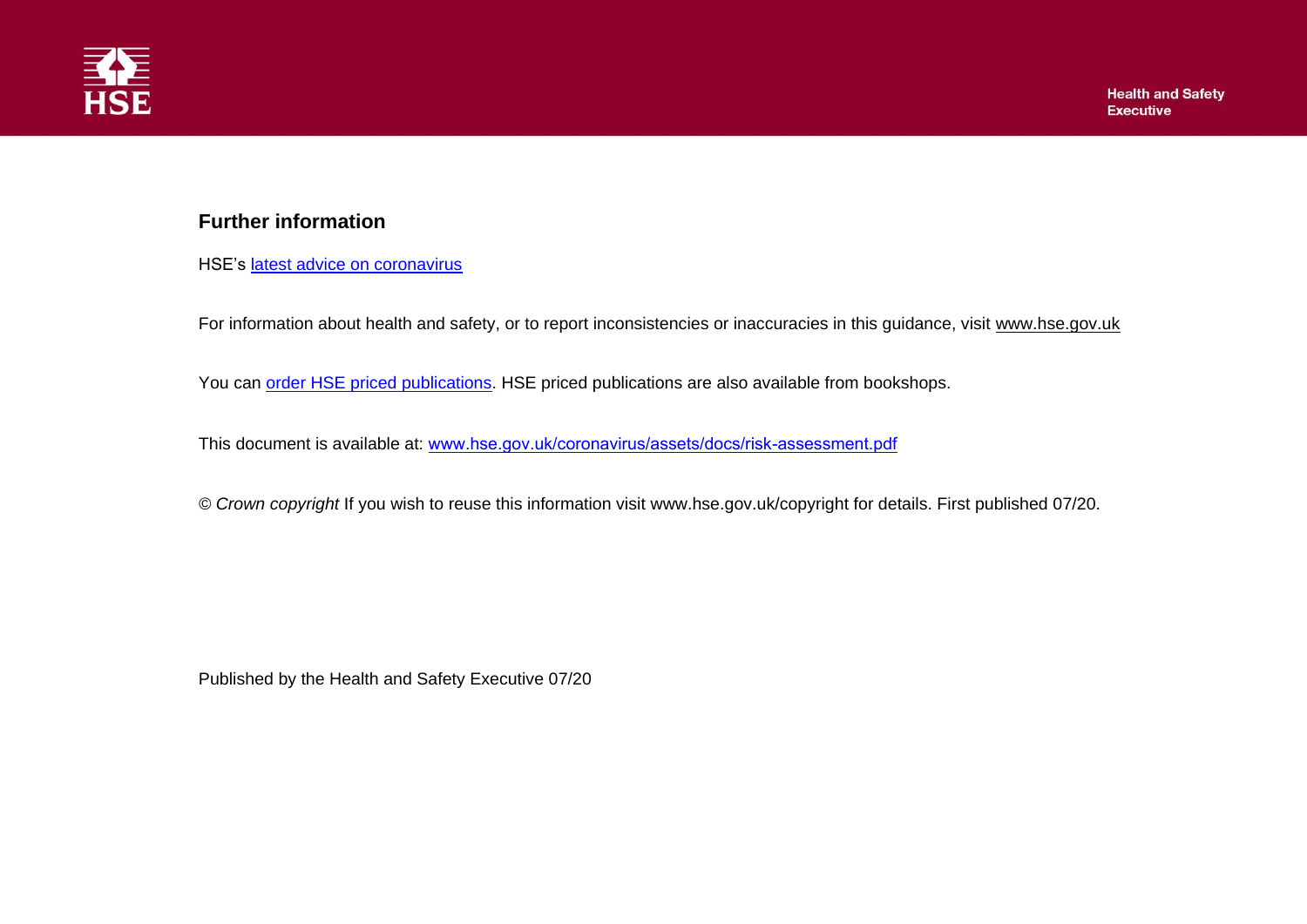## Further information

HSE's latest advice on coronavirus

For information about health and safety, or to report inconsistencies or inaccuracies in this guidance, visit www.hse.gov.uk

You can order HSE priced publications. HSE priced publications are also available from bookshops.

This document is available at: www.hse.gov.uk/coronavirus/assets/docs/risk-assessment.pdf

© *Crown copyright* If you wish to reuse this information visit www.hse.gov.uk/copyright for details. First published 07/20.

Published by the Health and Safety Executive 07/20